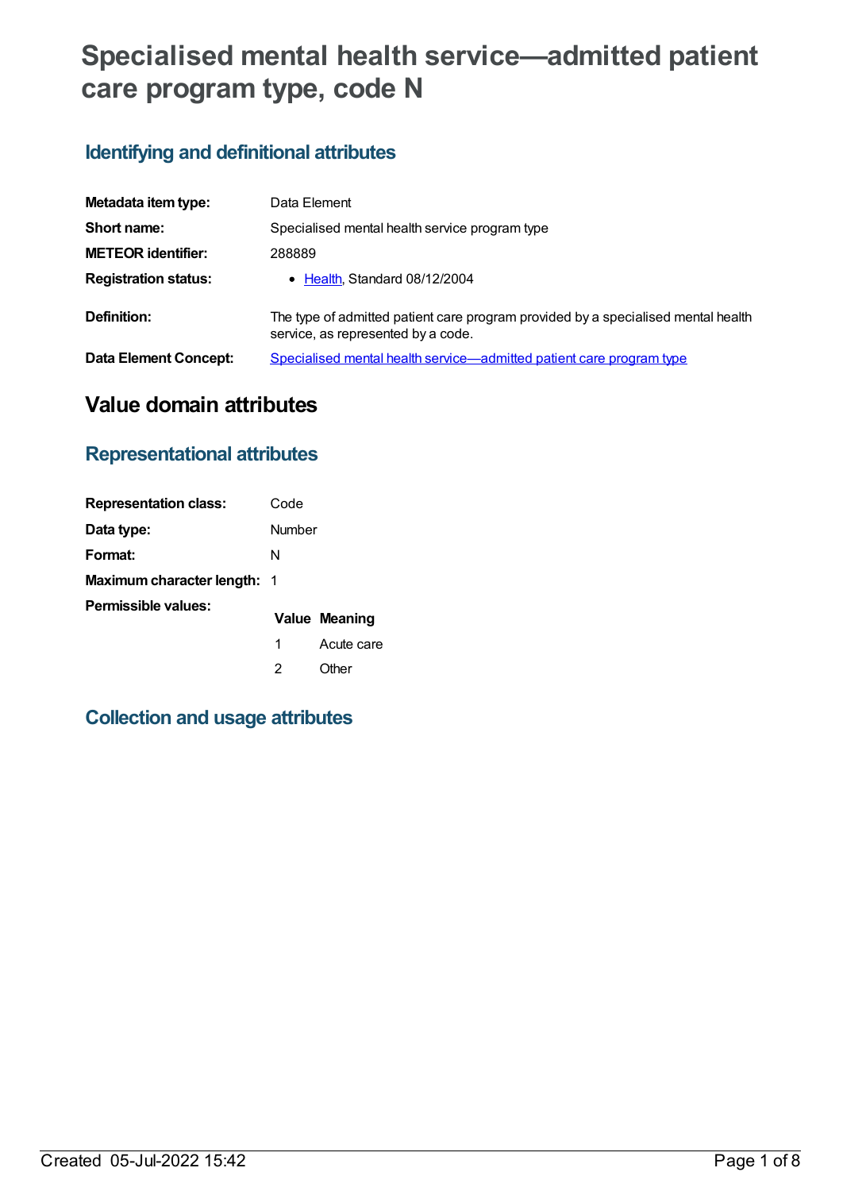# Specialised mental health service—admitted patient care program type, code N

## Identifying and definitional attributes

| | |
|---|---|
| **Metadata item type:** | Data Element |
| **Short name:** | Specialised mental health service program type |
| **METEOR identifier:** | 288889 |
| **Registration status:** | • Health, Standard 08/12/2004 |
| **Definition:** | The type of admitted patient care program provided by a specialised mental health service, as represented by a code. |
| **Data Element Concept:** | Specialised mental health service—admitted patient care program type |

# Value domain attributes

## Representational attributes

| | |
|---|---|
| **Representation class:** | Code |
| **Data type:** | Number |
| **Format:** | N |
| **Maximum character length:** | 1 |

**Permissible values:**

| Value | Meaning |
|---|---|
| 1 | Acute care |
| 2 | Other |

## Collection and usage attributes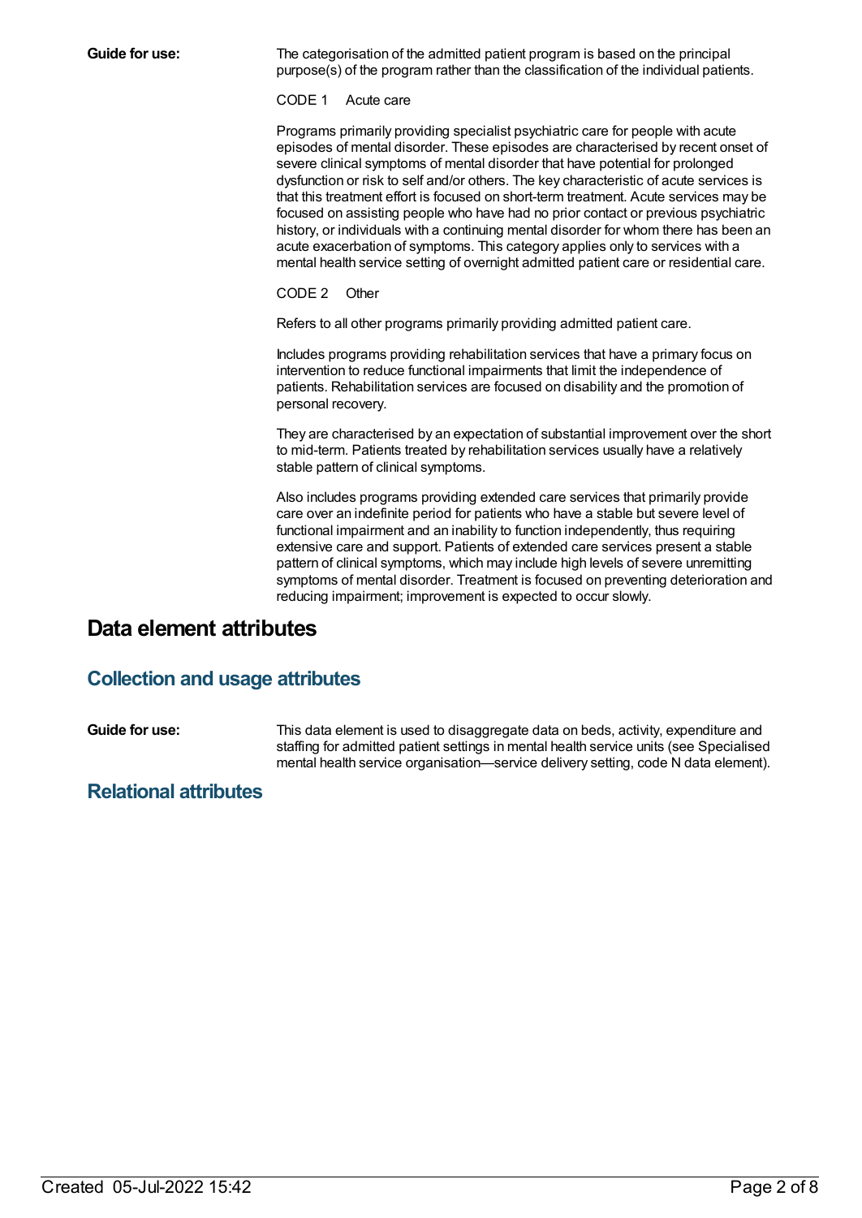**Guide for use:**

The categorisation of the admitted patient program is based on the principal purpose(s) of the program rather than the classification of the individual patients.

CODE 1 Acute care

Programs primarily providing specialist psychiatric care for people with acute episodes of mental disorder. These episodes are characterised by recent onset of severe clinical symptoms of mental disorder that have potential for prolonged dysfunction or risk to self and/or others. The key characteristic of acute services is that this treatment effort is focused on short-term treatment. Acute services may be focused on assisting people who have had no prior contact or previous psychiatric history, or individuals with a continuing mental disorder for whom there has been an acute exacerbation of symptoms. This category applies only to services with a mental health service setting of overnight admitted patient care or residential care.

CODE 2 Other

Refers to all other programs primarily providing admitted patient care.

Includes programs providing rehabilitation services that have a primary focus on intervention to reduce functional impairments that limit the independence of patients. Rehabilitation services are focused on disability and the promotion of personal recovery.

They are characterised by an expectation of substantial improvement over the short to mid-term. Patients treated by rehabilitation services usually have a relatively stable pattern of clinical symptoms.

Also includes programs providing extended care services that primarily provide care over an indefinite period for patients who have a stable but severe level of functional impairment and an inability to function independently, thus requiring extensive care and support. Patients of extended care services present a stable pattern of clinical symptoms, which may include high levels of severe unremitting symptoms of mental disorder. Treatment is focused on preventing deterioration and reducing impairment; improvement is expected to occur slowly.

# Data element attributes

## Collection and usage attributes

**Guide for use:**

This data element is used to disaggregate data on beds, activity, expenditure and staffing for admitted patient settings in mental health service units (see Specialised mental health service organisation—service delivery setting, code N data element).

## Relational attributes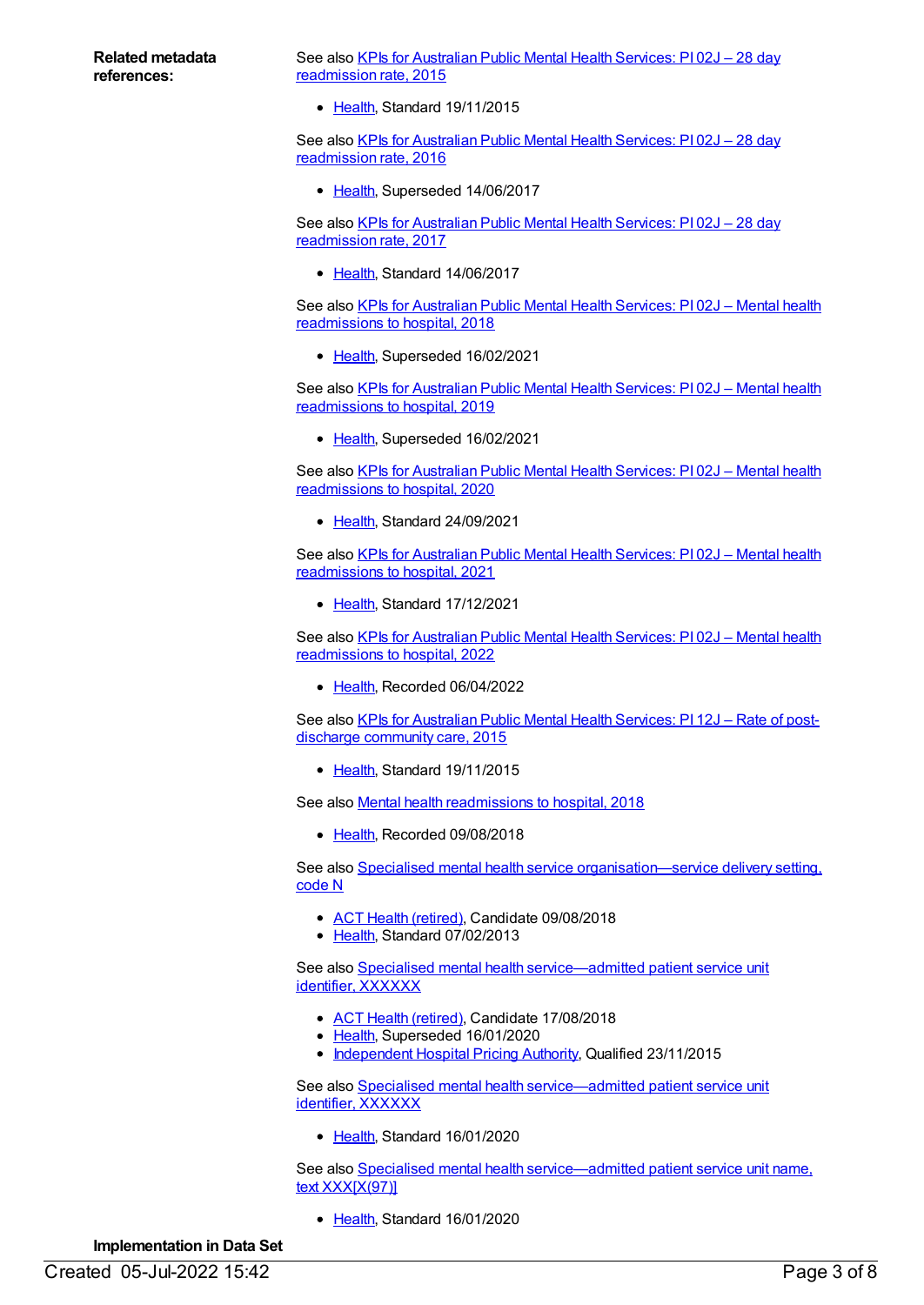**Related metadata references:**

See also KPIs for Australian Public Mental Health Services: PI 02J – 28 day readmission rate, 2015

- Health, Standard 19/11/2015

See also KPIs for Australian Public Mental Health Services: PI 02J – 28 day readmission rate, 2016

- Health, Superseded 14/06/2017

See also KPIs for Australian Public Mental Health Services: PI 02J – 28 day readmission rate, 2017

- Health, Standard 14/06/2017

See also KPIs for Australian Public Mental Health Services: PI 02J – Mental health readmissions to hospital, 2018

- Health, Superseded 16/02/2021

See also KPIs for Australian Public Mental Health Services: PI 02J – Mental health readmissions to hospital, 2019

- Health, Superseded 16/02/2021

See also KPIs for Australian Public Mental Health Services: PI 02J – Mental health readmissions to hospital, 2020

- Health, Standard 24/09/2021

See also KPIs for Australian Public Mental Health Services: PI 02J – Mental health readmissions to hospital, 2021

- Health, Standard 17/12/2021

See also KPIs for Australian Public Mental Health Services: PI 02J – Mental health readmissions to hospital, 2022

- Health, Recorded 06/04/2022

See also KPIs for Australian Public Mental Health Services: PI 12J – Rate of post-discharge community care, 2015

- Health, Standard 19/11/2015

See also Mental health readmissions to hospital, 2018

- Health, Recorded 09/08/2018

See also Specialised mental health service organisation—service delivery setting, code N

- ACT Health (retired), Candidate 09/08/2018
- Health, Standard 07/02/2013

See also Specialised mental health service—admitted patient service unit identifier, XXXXXX

- ACT Health (retired), Candidate 17/08/2018
- Health, Superseded 16/01/2020
- Independent Hospital Pricing Authority, Qualified 23/11/2015

See also Specialised mental health service—admitted patient service unit identifier, XXXXXX

- Health, Standard 16/01/2020

See also Specialised mental health service—admitted patient service unit name, text XXX[X(97)]

- Health, Standard 16/01/2020

**Implementation in Data Set**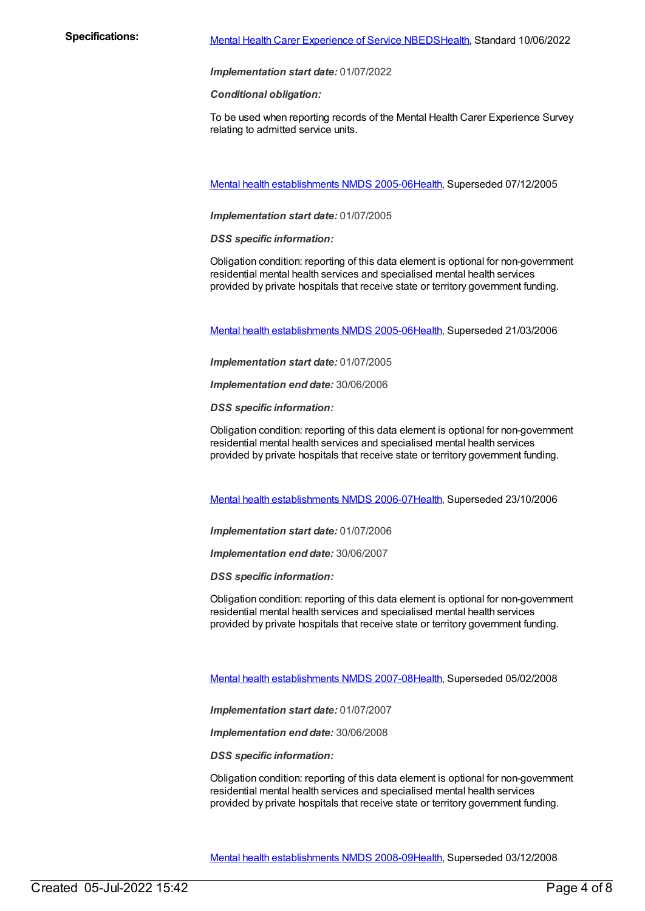**Specifications:**

Mental Health Carer Experience of Service NBEDSHealth, Standard 10/06/2022

***Implementation start date:*** 01/07/2022

***Conditional obligation:***

To be used when reporting records of the Mental Health Carer Experience Survey relating to admitted service units.

Mental health establishments NMDS 2005-06Health, Superseded 07/12/2005

***Implementation start date:*** 01/07/2005

***DSS specific information:***

Obligation condition: reporting of this data element is optional for non-government residential mental health services and specialised mental health services provided by private hospitals that receive state or territory government funding.

Mental health establishments NMDS 2005-06Health, Superseded 21/03/2006

***Implementation start date:*** 01/07/2005

***Implementation end date:*** 30/06/2006

***DSS specific information:***

Obligation condition: reporting of this data element is optional for non-government residential mental health services and specialised mental health services provided by private hospitals that receive state or territory government funding.

Mental health establishments NMDS 2006-07Health, Superseded 23/10/2006

***Implementation start date:*** 01/07/2006

***Implementation end date:*** 30/06/2007

***DSS specific information:***

Obligation condition: reporting of this data element is optional for non-government residential mental health services and specialised mental health services provided by private hospitals that receive state or territory government funding.

Mental health establishments NMDS 2007-08Health, Superseded 05/02/2008

***Implementation start date:*** 01/07/2007

***Implementation end date:*** 30/06/2008

***DSS specific information:***

Obligation condition: reporting of this data element is optional for non-government residential mental health services and specialised mental health services provided by private hospitals that receive state or territory government funding.

Mental health establishments NMDS 2008-09Health, Superseded 03/12/2008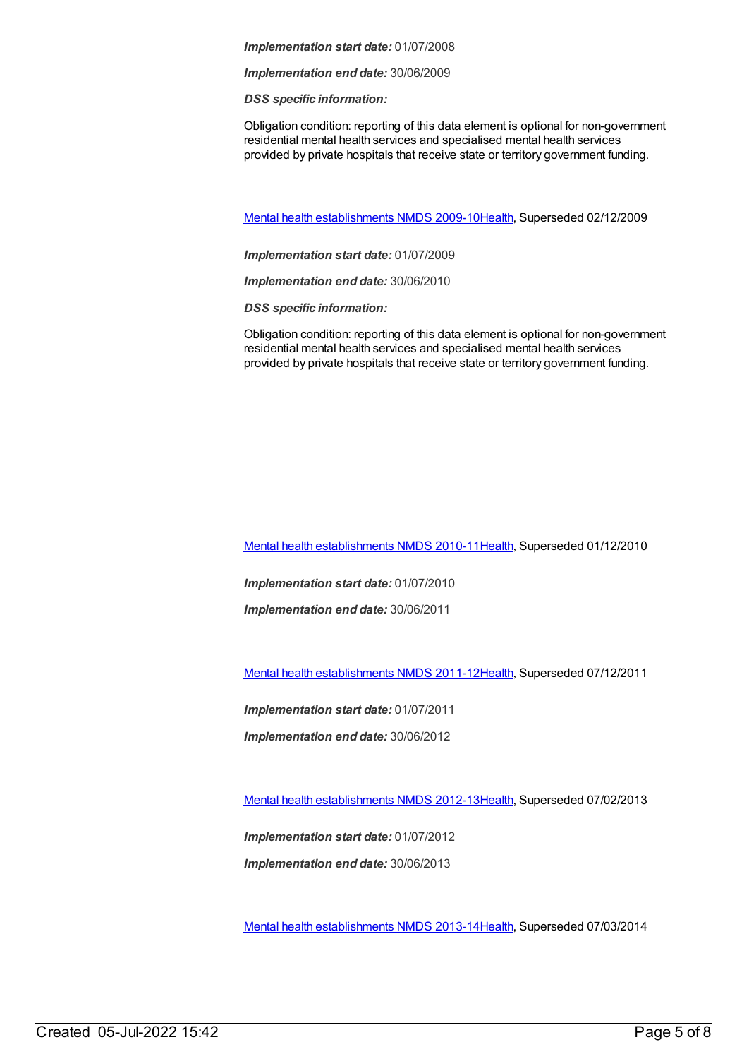***Implementation start date:*** 01/07/2008

***Implementation end date:*** 30/06/2009

***DSS specific information:***

Obligation condition: reporting of this data element is optional for non-government residential mental health services and specialised mental health services provided by private hospitals that receive state or territory government funding.

[Mental health establishments NMDS 2009-10Health](), Superseded 02/12/2009

***Implementation start date:*** 01/07/2009

***Implementation end date:*** 30/06/2010

***DSS specific information:***

Obligation condition: reporting of this data element is optional for non-government residential mental health services and specialised mental health services provided by private hospitals that receive state or territory government funding.

[Mental health establishments NMDS 2010-11Health](), Superseded 01/12/2010

***Implementation start date:*** 01/07/2010

***Implementation end date:*** 30/06/2011

[Mental health establishments NMDS 2011-12Health](), Superseded 07/12/2011

***Implementation start date:*** 01/07/2011

***Implementation end date:*** 30/06/2012

[Mental health establishments NMDS 2012-13Health](), Superseded 07/02/2013

***Implementation start date:*** 01/07/2012

***Implementation end date:*** 30/06/2013

[Mental health establishments NMDS 2013-14Health](), Superseded 07/03/2014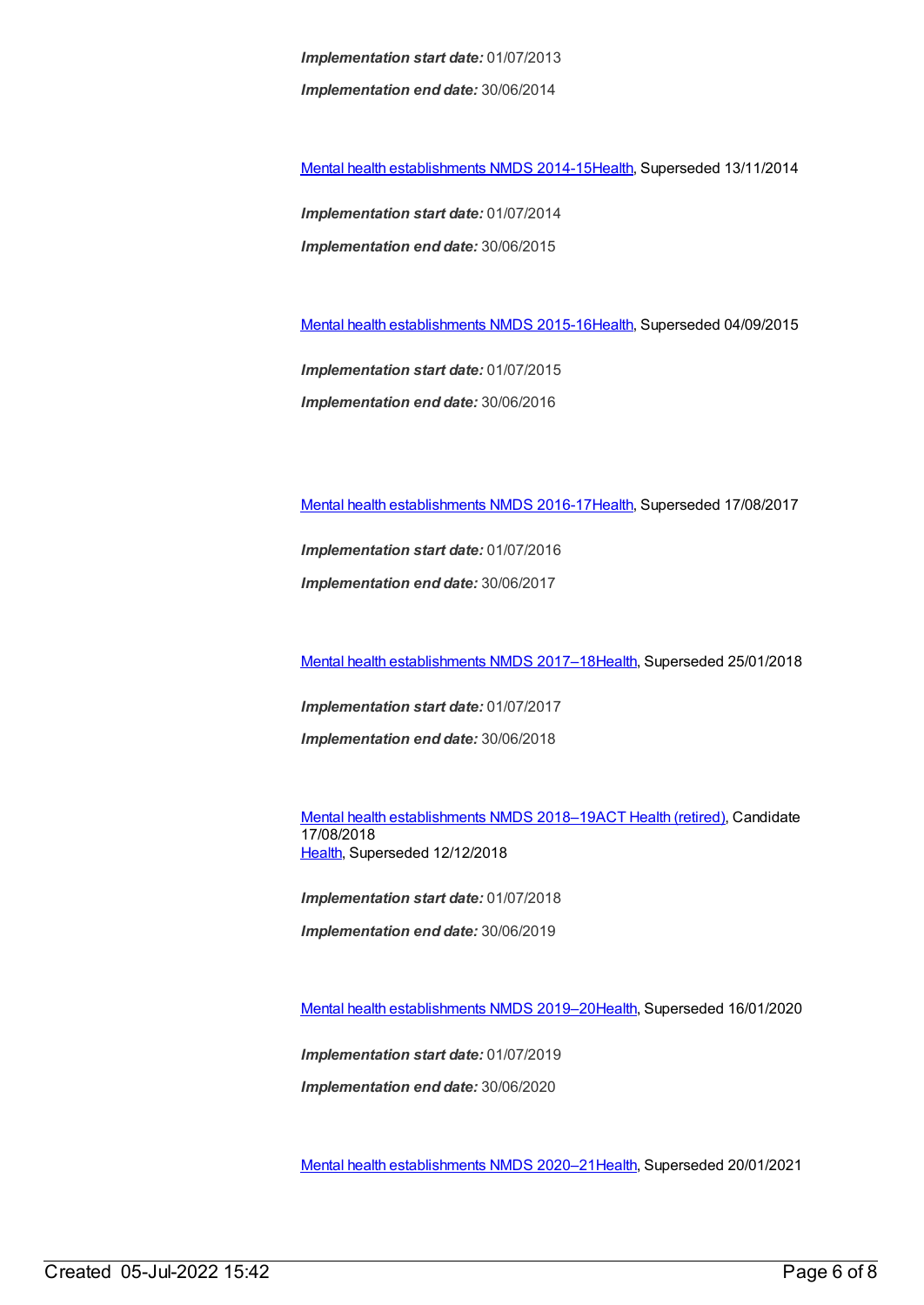***Implementation start date:*** 01/07/2013

***Implementation end date:*** 30/06/2014

Mental health establishments NMDS 2014-15Health, Superseded 13/11/2014

***Implementation start date:*** 01/07/2014

***Implementation end date:*** 30/06/2015

Mental health establishments NMDS 2015-16Health, Superseded 04/09/2015

***Implementation start date:*** 01/07/2015

***Implementation end date:*** 30/06/2016

Mental health establishments NMDS 2016-17Health, Superseded 17/08/2017

***Implementation start date:*** 01/07/2016

***Implementation end date:*** 30/06/2017

Mental health establishments NMDS 2017–18Health, Superseded 25/01/2018

***Implementation start date:*** 01/07/2017

***Implementation end date:*** 30/06/2018

Mental health establishments NMDS 2018–19ACT Health (retired), Candidate 17/08/2018
Health, Superseded 12/12/2018

***Implementation start date:*** 01/07/2018

***Implementation end date:*** 30/06/2019

Mental health establishments NMDS 2019–20Health, Superseded 16/01/2020

***Implementation start date:*** 01/07/2019

***Implementation end date:*** 30/06/2020

Mental health establishments NMDS 2020–21Health, Superseded 20/01/2021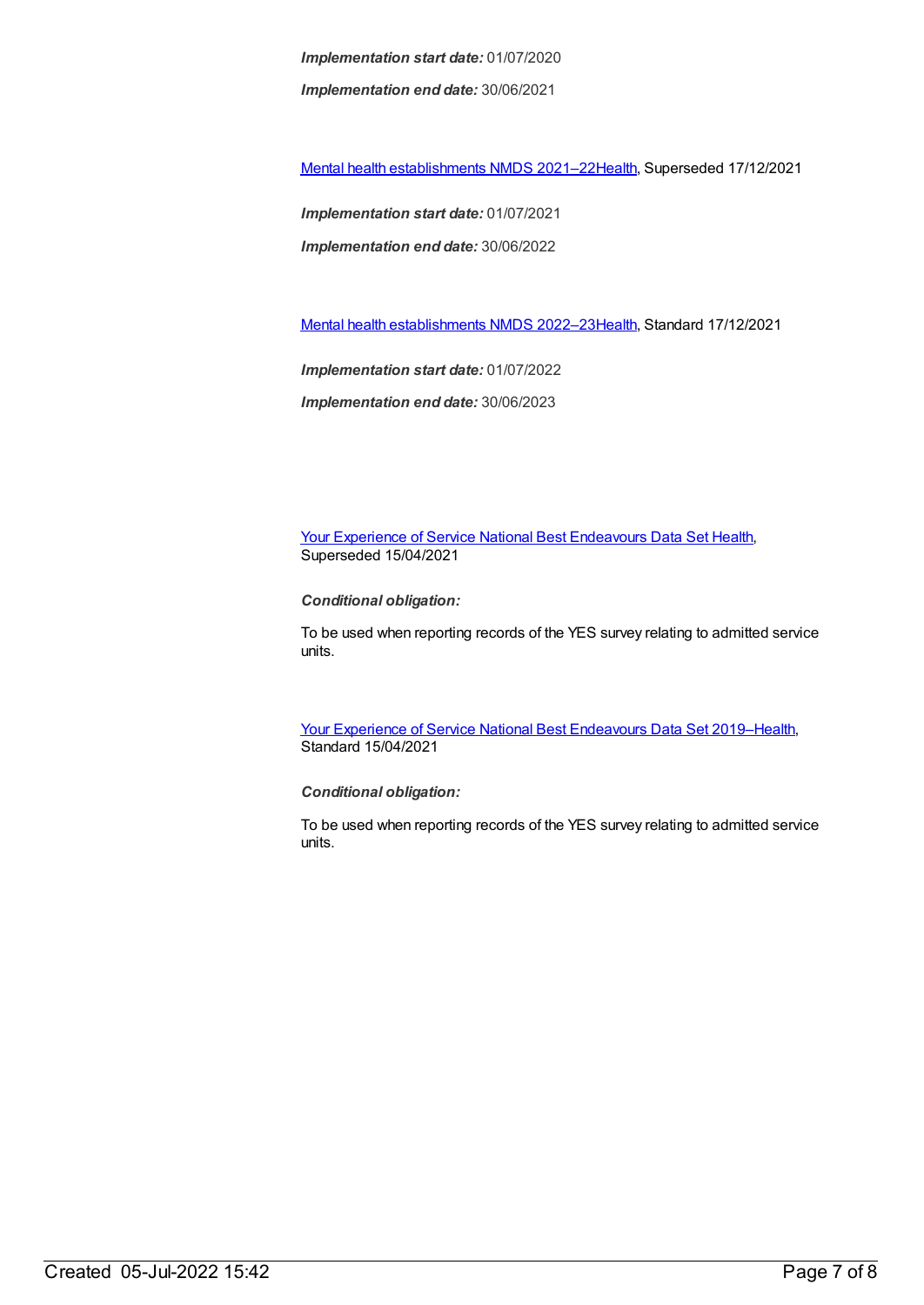***Implementation start date:*** 01/07/2020

***Implementation end date:*** 30/06/2021

[Mental health establishments NMDS 2021–22Health](), Superseded 17/12/2021

***Implementation start date:*** 01/07/2021

***Implementation end date:*** 30/06/2022

[Mental health establishments NMDS 2022–23Health](), Standard 17/12/2021

***Implementation start date:*** 01/07/2022

***Implementation end date:*** 30/06/2023

[Your Experience of Service National Best Endeavours Data Set Health](), Superseded 15/04/2021

***Conditional obligation:***

To be used when reporting records of the YES survey relating to admitted service units.

[Your Experience of Service National Best Endeavours Data Set 2019–Health](), Standard 15/04/2021

***Conditional obligation:***

To be used when reporting records of the YES survey relating to admitted service units.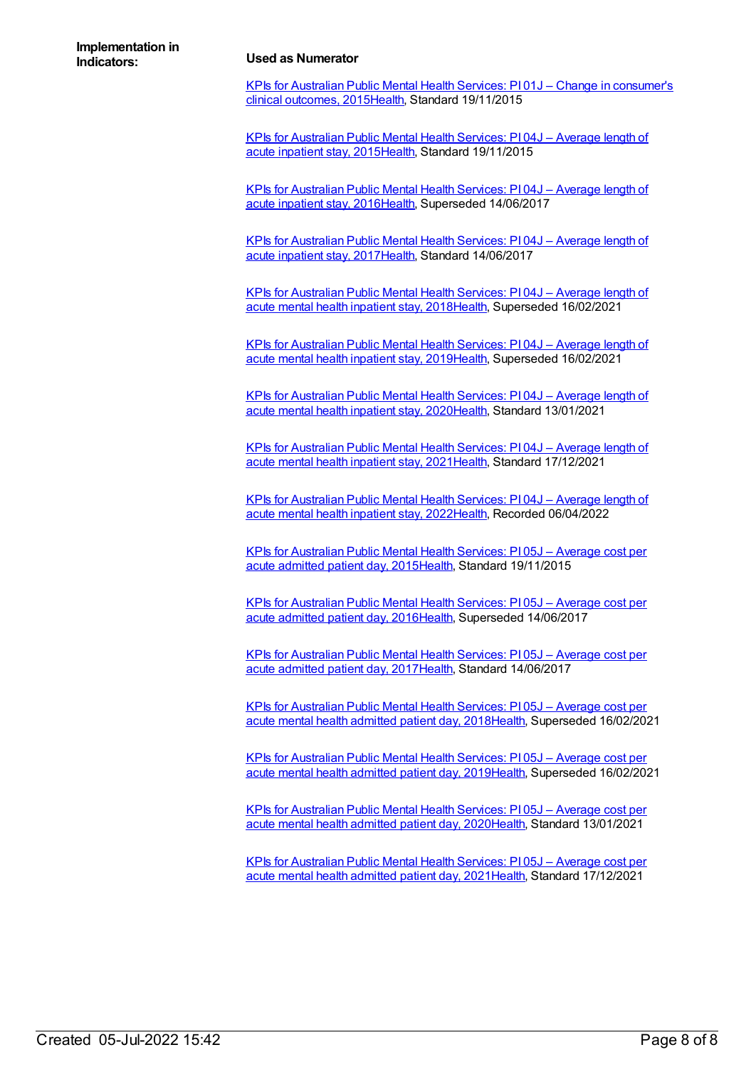**Implementation in Indicators:**

**Used as Numerator**

KPIs for Australian Public Mental Health Services: PI 01J – Change in consumer's clinical outcomes, 2015Health, Standard 19/11/2015

KPIs for Australian Public Mental Health Services: PI 04J – Average length of acute inpatient stay, 2015Health, Standard 19/11/2015

KPIs for Australian Public Mental Health Services: PI 04J – Average length of acute inpatient stay, 2016Health, Superseded 14/06/2017

KPIs for Australian Public Mental Health Services: PI 04J – Average length of acute inpatient stay, 2017Health, Standard 14/06/2017

KPIs for Australian Public Mental Health Services: PI 04J – Average length of acute mental health inpatient stay, 2018Health, Superseded 16/02/2021

KPIs for Australian Public Mental Health Services: PI 04J – Average length of acute mental health inpatient stay, 2019Health, Superseded 16/02/2021

KPIs for Australian Public Mental Health Services: PI 04J – Average length of acute mental health inpatient stay, 2020Health, Standard 13/01/2021

KPIs for Australian Public Mental Health Services: PI 04J – Average length of acute mental health inpatient stay, 2021Health, Standard 17/12/2021

KPIs for Australian Public Mental Health Services: PI 04J – Average length of acute mental health inpatient stay, 2022Health, Recorded 06/04/2022

KPIs for Australian Public Mental Health Services: PI 05J – Average cost per acute admitted patient day, 2015Health, Standard 19/11/2015

KPIs for Australian Public Mental Health Services: PI 05J – Average cost per acute admitted patient day, 2016Health, Superseded 14/06/2017

KPIs for Australian Public Mental Health Services: PI 05J – Average cost per acute admitted patient day, 2017Health, Standard 14/06/2017

KPIs for Australian Public Mental Health Services: PI 05J – Average cost per acute mental health admitted patient day, 2018Health, Superseded 16/02/2021

KPIs for Australian Public Mental Health Services: PI 05J – Average cost per acute mental health admitted patient day, 2019Health, Superseded 16/02/2021

KPIs for Australian Public Mental Health Services: PI 05J – Average cost per acute mental health admitted patient day, 2020Health, Standard 13/01/2021

KPIs for Australian Public Mental Health Services: PI 05J – Average cost per acute mental health admitted patient day, 2021Health, Standard 17/12/2021